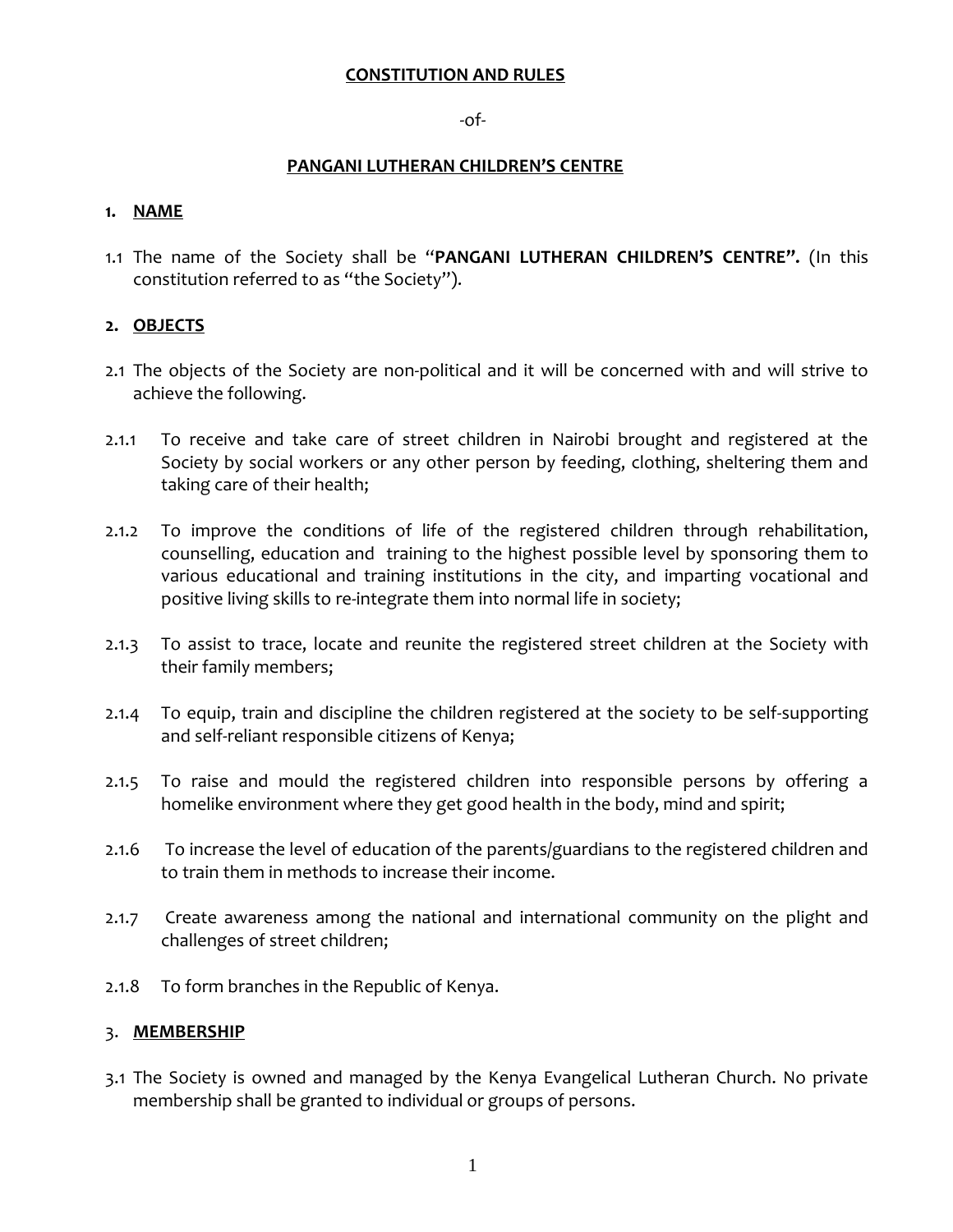**CONSTITUTION AND RULES**

-of-

**PANGANI LUTHERAN CHILDREN'S CENTRE**

## 1. NAME

1.1 The name of the Society shall be "**PANGANI LUTHERAN CHILDREN'S CENTRE".** (In this constitution referred to as "the Society").

## 2. OBJECTS

2.1 The objects of the Society are non-political and it will be concerned with and will strive to achieve the following.

2.1.1 To receive and take care of street children in Nairobi brought and registered at the Society by social workers or any other person by feeding, clothing, sheltering them and taking care of their health;

2.1.2 To improve the conditions of life of the registered children through rehabilitation, counselling, education and training to the highest possible level by sponsoring them to various educational and training institutions in the city, and imparting vocational and positive living skills to re-integrate them into normal life in society;

2.1.3 To assist to trace, locate and reunite the registered street children at the Society with their family members;

2.1.4 To equip, train and discipline the children registered at the society to be self-supporting and self-reliant responsible citizens of Kenya;

2.1.5 To raise and mould the registered children into responsible persons by offering a homelike environment where they get good health in the body, mind and spirit;

2.1.6 To increase the level of education of the parents/guardians to the registered children and to train them in methods to increase their income.

2.1.7 Create awareness among the national and international community on the plight and challenges of street children;

2.1.8 To form branches in the Republic of Kenya.

## 3. MEMBERSHIP

3.1 The Society is owned and managed by the Kenya Evangelical Lutheran Church. No private membership shall be granted to individual or groups of persons.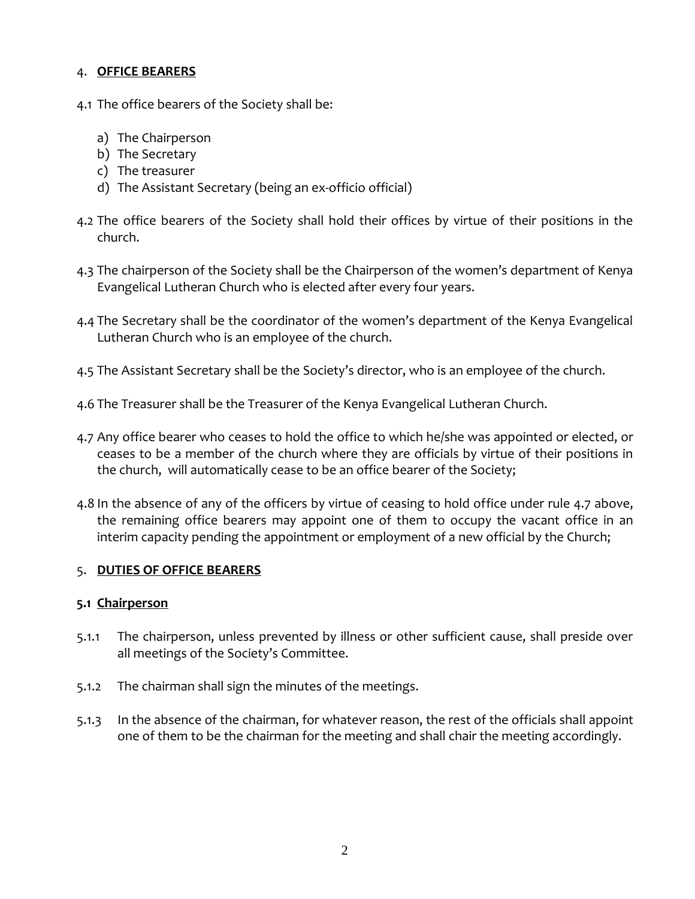## 4. **OFFICE BEARERS**

4.1 The office bearers of the Society shall be:

a) The Chairperson
b) The Secretary
c) The treasurer
d) The Assistant Secretary (being an ex-officio official)

4.2 The office bearers of the Society shall hold their offices by virtue of their positions in the church.

4.3 The chairperson of the Society shall be the Chairperson of the women's department of Kenya Evangelical Lutheran Church who is elected after every four years.

4.4 The Secretary shall be the coordinator of the women's department of the Kenya Evangelical Lutheran Church who is an employee of the church.

4.5 The Assistant Secretary shall be the Society's director, who is an employee of the church.

4.6 The Treasurer shall be the Treasurer of the Kenya Evangelical Lutheran Church.

4.7 Any office bearer who ceases to hold the office to which he/she was appointed or elected, or ceases to be a member of the church where they are officials by virtue of their positions in the church, will automatically cease to be an office bearer of the Society;

4.8 In the absence of any of the officers by virtue of ceasing to hold office under rule 4.7 above, the remaining office bearers may appoint one of them to occupy the vacant office in an interim capacity pending the appointment or employment of a new official by the Church;

## 5. **DUTIES OF OFFICE BEARERS**

### 5.1 Chairperson

5.1.1 The chairperson, unless prevented by illness or other sufficient cause, shall preside over all meetings of the Society's Committee.

5.1.2 The chairman shall sign the minutes of the meetings.

5.1.3 In the absence of the chairman, for whatever reason, the rest of the officials shall appoint one of them to be the chairman for the meeting and shall chair the meeting accordingly.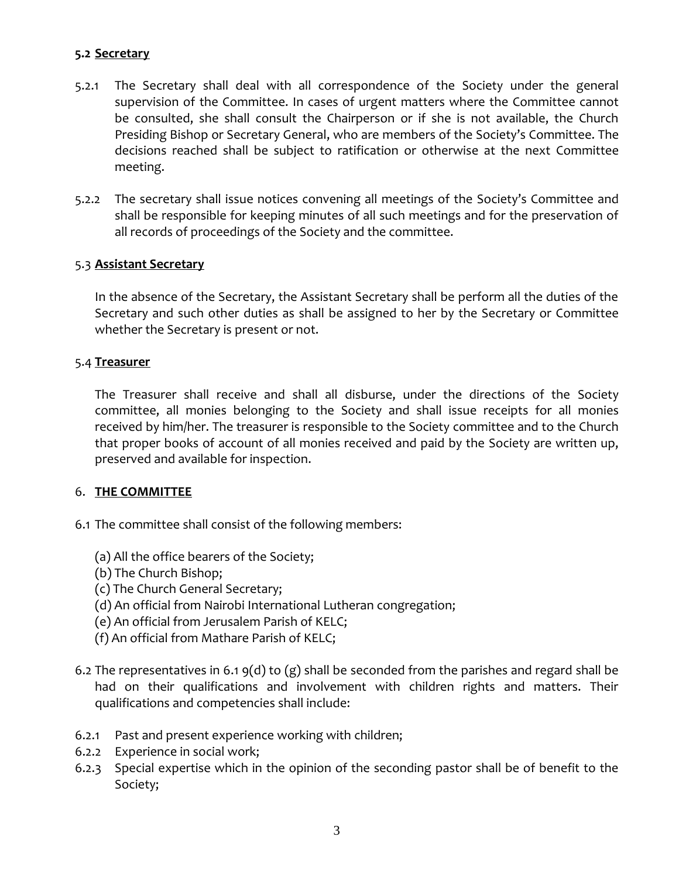**5.2 Secretary**

5.2.1 The Secretary shall deal with all correspondence of the Society under the general supervision of the Committee. In cases of urgent matters where the Committee cannot be consulted, she shall consult the Chairperson or if she is not available, the Church Presiding Bishop or Secretary General, who are members of the Society's Committee. The decisions reached shall be subject to ratification or otherwise at the next Committee meeting.

5.2.2 The secretary shall issue notices convening all meetings of the Society's Committee and shall be responsible for keeping minutes of all such meetings and for the preservation of all records of proceedings of the Society and the committee.

5.3 **Assistant Secretary**

In the absence of the Secretary, the Assistant Secretary shall be perform all the duties of the Secretary and such other duties as shall be assigned to her by the Secretary or Committee whether the Secretary is present or not.

5.4 **Treasurer**

The Treasurer shall receive and shall all disburse, under the directions of the Society committee, all monies belonging to the Society and shall issue receipts for all monies received by him/her. The treasurer is responsible to the Society committee and to the Church that proper books of account of all monies received and paid by the Society are written up, preserved and available for inspection.

6. **THE COMMITTEE**

6.1 The committee shall consist of the following members:

(a) All the office bearers of the Society;
(b) The Church Bishop;
(c) The Church General Secretary;
(d) An official from Nairobi International Lutheran congregation;
(e) An official from Jerusalem Parish of KELC;
(f) An official from Mathare Parish of KELC;

6.2 The representatives in 6.1 9(d) to (g) shall be seconded from the parishes and regard shall be had on their qualifications and involvement with children rights and matters. Their qualifications and competencies shall include:

6.2.1 Past and present experience working with children;

6.2.2 Experience in social work;

6.2.3 Special expertise which in the opinion of the seconding pastor shall be of benefit to the Society;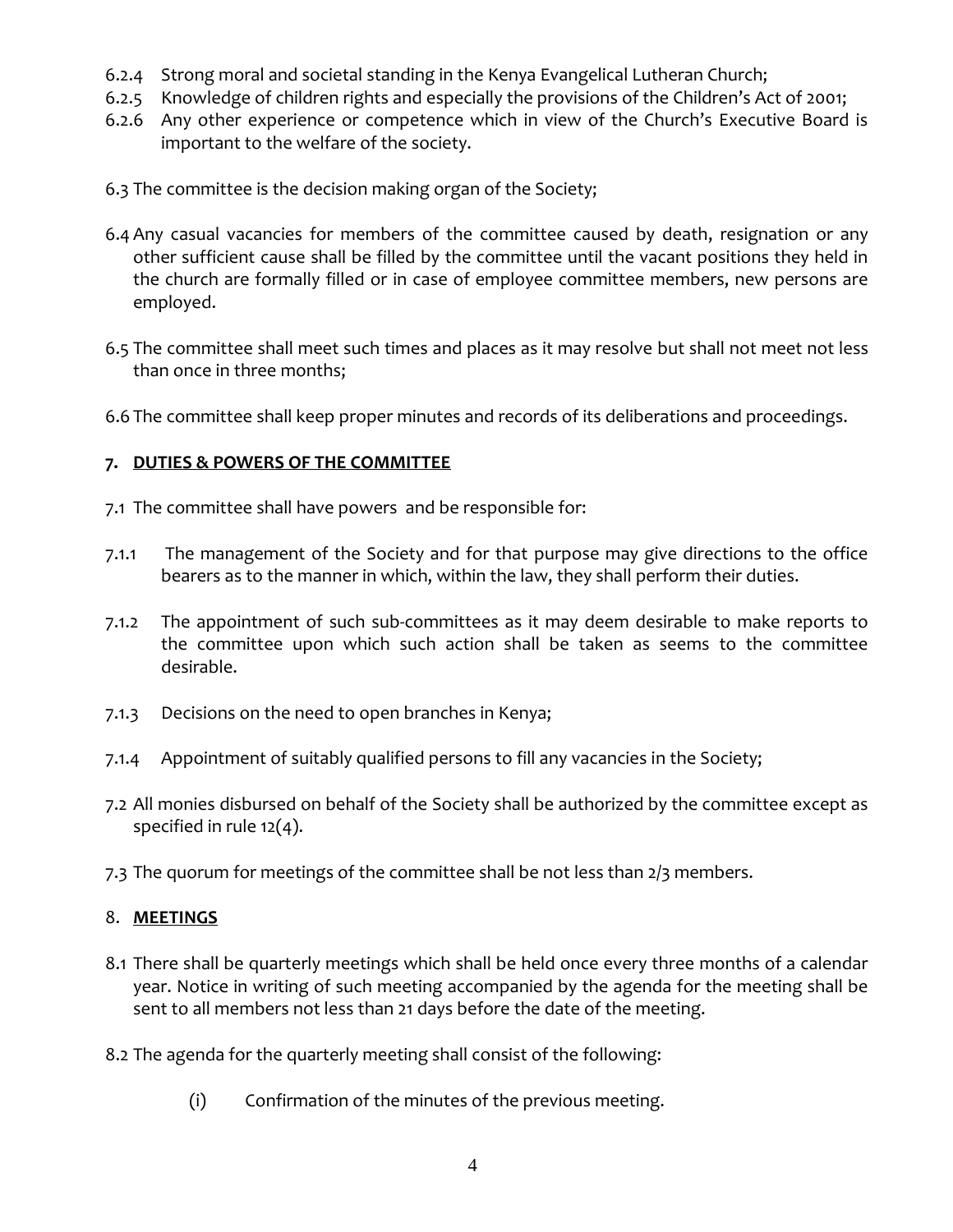6.2.4 Strong moral and societal standing in the Kenya Evangelical Lutheran Church;

6.2.5 Knowledge of children rights and especially the provisions of the Children's Act of 2001;

6.2.6 Any other experience or competence which in view of the Church's Executive Board is important to the welfare of the society.

6.3 The committee is the decision making organ of the Society;

6.4 Any casual vacancies for members of the committee caused by death, resignation or any other sufficient cause shall be filled by the committee until the vacant positions they held in the church are formally filled or in case of employee committee members, new persons are employed.

6.5 The committee shall meet such times and places as it may resolve but shall not meet not less than once in three months;

6.6 The committee shall keep proper minutes and records of its deliberations and proceedings.

## 7. DUTIES & POWERS OF THE COMMITTEE

7.1 The committee shall have powers and be responsible for:

7.1.1 The management of the Society and for that purpose may give directions to the office bearers as to the manner in which, within the law, they shall perform their duties.

7.1.2 The appointment of such sub-committees as it may deem desirable to make reports to the committee upon which such action shall be taken as seems to the committee desirable.

7.1.3 Decisions on the need to open branches in Kenya;

7.1.4 Appointment of suitably qualified persons to fill any vacancies in the Society;

7.2 All monies disbursed on behalf of the Society shall be authorized by the committee except as specified in rule 12(4).

7.3 The quorum for meetings of the committee shall be not less than 2/3 members.

## 8. MEETINGS

8.1 There shall be quarterly meetings which shall be held once every three months of a calendar year. Notice in writing of such meeting accompanied by the agenda for the meeting shall be sent to all members not less than 21 days before the date of the meeting.

8.2 The agenda for the quarterly meeting shall consist of the following:

(i) Confirmation of the minutes of the previous meeting.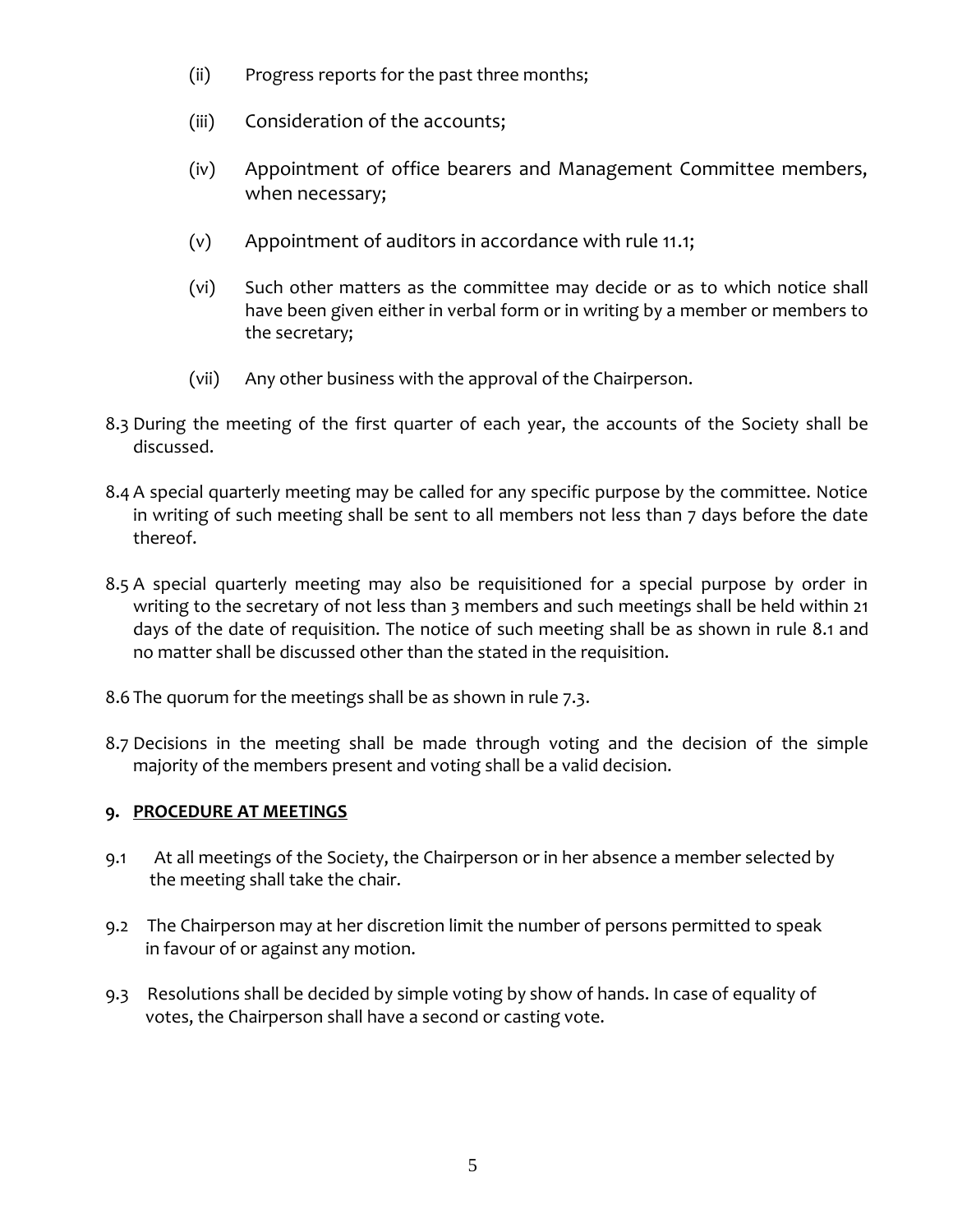(ii) Progress reports for the past three months;

(iii) Consideration of the accounts;

(iv) Appointment of office bearers and Management Committee members, when necessary;

(v) Appointment of auditors in accordance with rule 11.1;

(vi) Such other matters as the committee may decide or as to which notice shall have been given either in verbal form or in writing by a member or members to the secretary;

(vii) Any other business with the approval of the Chairperson.

8.3 During the meeting of the first quarter of each year, the accounts of the Society shall be discussed.

8.4 A special quarterly meeting may be called for any specific purpose by the committee. Notice in writing of such meeting shall be sent to all members not less than 7 days before the date thereof.

8.5 A special quarterly meeting may also be requisitioned for a special purpose by order in writing to the secretary of not less than 3 members and such meetings shall be held within 21 days of the date of requisition. The notice of such meeting shall be as shown in rule 8.1 and no matter shall be discussed other than the stated in the requisition.

8.6 The quorum for the meetings shall be as shown in rule 7.3.

8.7 Decisions in the meeting shall be made through voting and the decision of the simple majority of the members present and voting shall be a valid decision.

## 9. PROCEDURE AT MEETINGS

9.1 At all meetings of the Society, the Chairperson or in her absence a member selected by the meeting shall take the chair.

9.2 The Chairperson may at her discretion limit the number of persons permitted to speak in favour of or against any motion.

9.3 Resolutions shall be decided by simple voting by show of hands. In case of equality of votes, the Chairperson shall have a second or casting vote.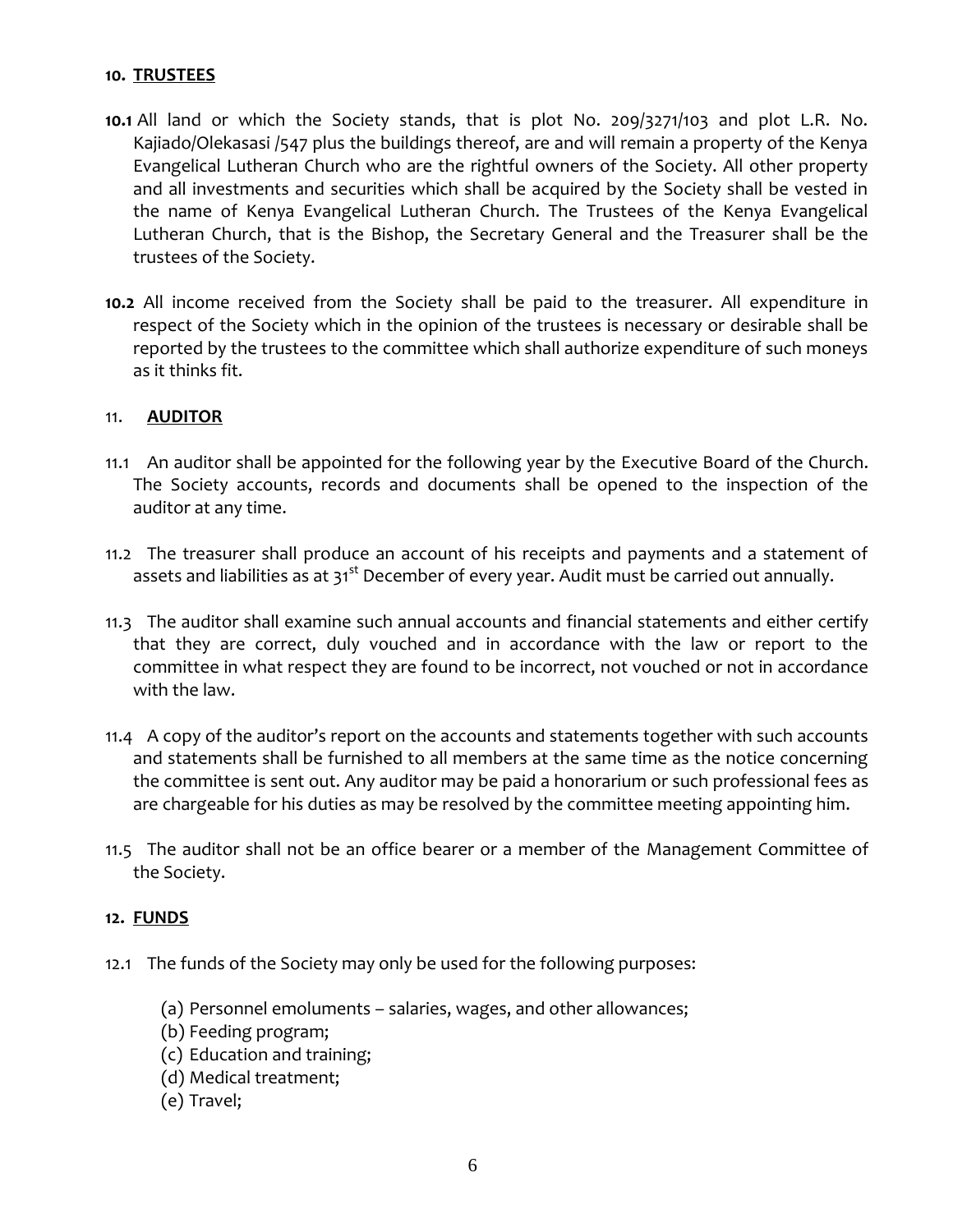## 10. TRUSTEES

**10.1** All land or which the Society stands, that is plot No. 209/3271/103 and plot L.R. No. Kajiado/Olekasasi /547 plus the buildings thereof, are and will remain a property of the Kenya Evangelical Lutheran Church who are the rightful owners of the Society. All other property and all investments and securities which shall be acquired by the Society shall be vested in the name of Kenya Evangelical Lutheran Church. The Trustees of the Kenya Evangelical Lutheran Church, that is the Bishop, the Secretary General and the Treasurer shall be the trustees of the Society.

**10.2** All income received from the Society shall be paid to the treasurer. All expenditure in respect of the Society which in the opinion of the trustees is necessary or desirable shall be reported by the trustees to the committee which shall authorize expenditure of such moneys as it thinks fit.

## 11. AUDITOR

11.1 An auditor shall be appointed for the following year by the Executive Board of the Church. The Society accounts, records and documents shall be opened to the inspection of the auditor at any time.

11.2 The treasurer shall produce an account of his receipts and payments and a statement of assets and liabilities as at 31st December of every year. Audit must be carried out annually.

11.3 The auditor shall examine such annual accounts and financial statements and either certify that they are correct, duly vouched and in accordance with the law or report to the committee in what respect they are found to be incorrect, not vouched or not in accordance with the law.

11.4 A copy of the auditor's report on the accounts and statements together with such accounts and statements shall be furnished to all members at the same time as the notice concerning the committee is sent out. Any auditor may be paid a honorarium or such professional fees as are chargeable for his duties as may be resolved by the committee meeting appointing him.

11.5 The auditor shall not be an office bearer or a member of the Management Committee of the Society.

## 12. FUNDS

12.1 The funds of the Society may only be used for the following purposes:

(a) Personnel emoluments – salaries, wages, and other allowances;
(b) Feeding program;
(c) Education and training;
(d) Medical treatment;
(e) Travel;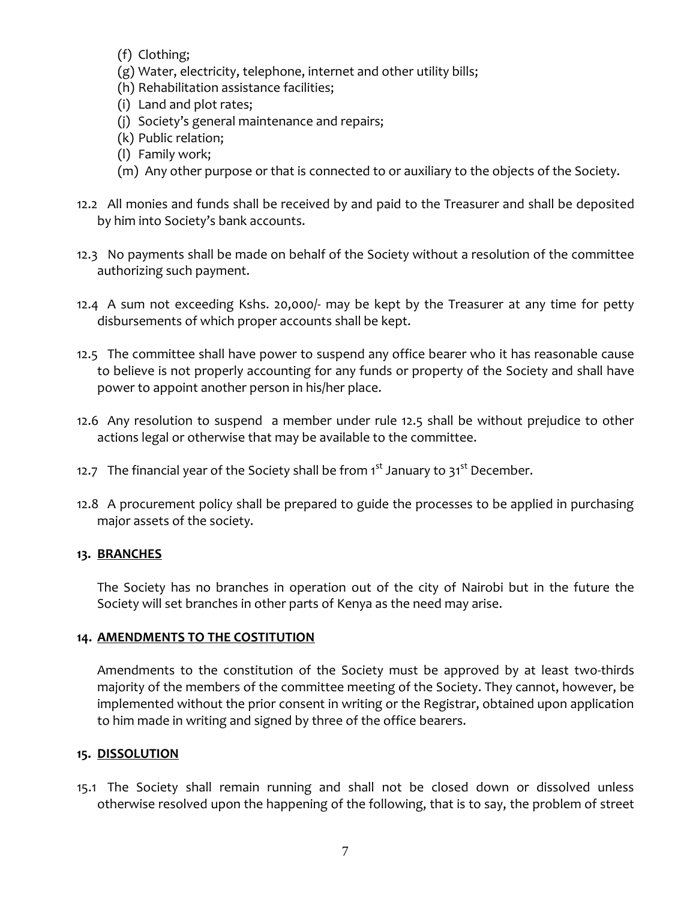(f) Clothing;
(g) Water, electricity, telephone, internet and other utility bills;
(h) Rehabilitation assistance facilities;
(i) Land and plot rates;
(j) Society's general maintenance and repairs;
(k) Public relation;
(l) Family work;
(m) Any other purpose or that is connected to or auxiliary to the objects of the Society.

12.2 All monies and funds shall be received by and paid to the Treasurer and shall be deposited by him into Society's bank accounts.

12.3 No payments shall be made on behalf of the Society without a resolution of the committee authorizing such payment.

12.4 A sum not exceeding Kshs. 20,000/- may be kept by the Treasurer at any time for petty disbursements of which proper accounts shall be kept.

12.5 The committee shall have power to suspend any office bearer who it has reasonable cause to believe is not properly accounting for any funds or property of the Society and shall have power to appoint another person in his/her place.

12.6 Any resolution to suspend a member under rule 12.5 shall be without prejudice to other actions legal or otherwise that may be available to the committee.

12.7 The financial year of the Society shall be from 1st January to 31st December.

12.8 A procurement policy shall be prepared to guide the processes to be applied in purchasing major assets of the society.

## 13. BRANCHES

The Society has no branches in operation out of the city of Nairobi but in the future the Society will set branches in other parts of Kenya as the need may arise.

## 14. AMENDMENTS TO THE COSTITUTION

Amendments to the constitution of the Society must be approved by at least two-thirds majority of the members of the committee meeting of the Society. They cannot, however, be implemented without the prior consent in writing or the Registrar, obtained upon application to him made in writing and signed by three of the office bearers.

## 15. DISSOLUTION

15.1 The Society shall remain running and shall not be closed down or dissolved unless otherwise resolved upon the happening of the following, that is to say, the problem of street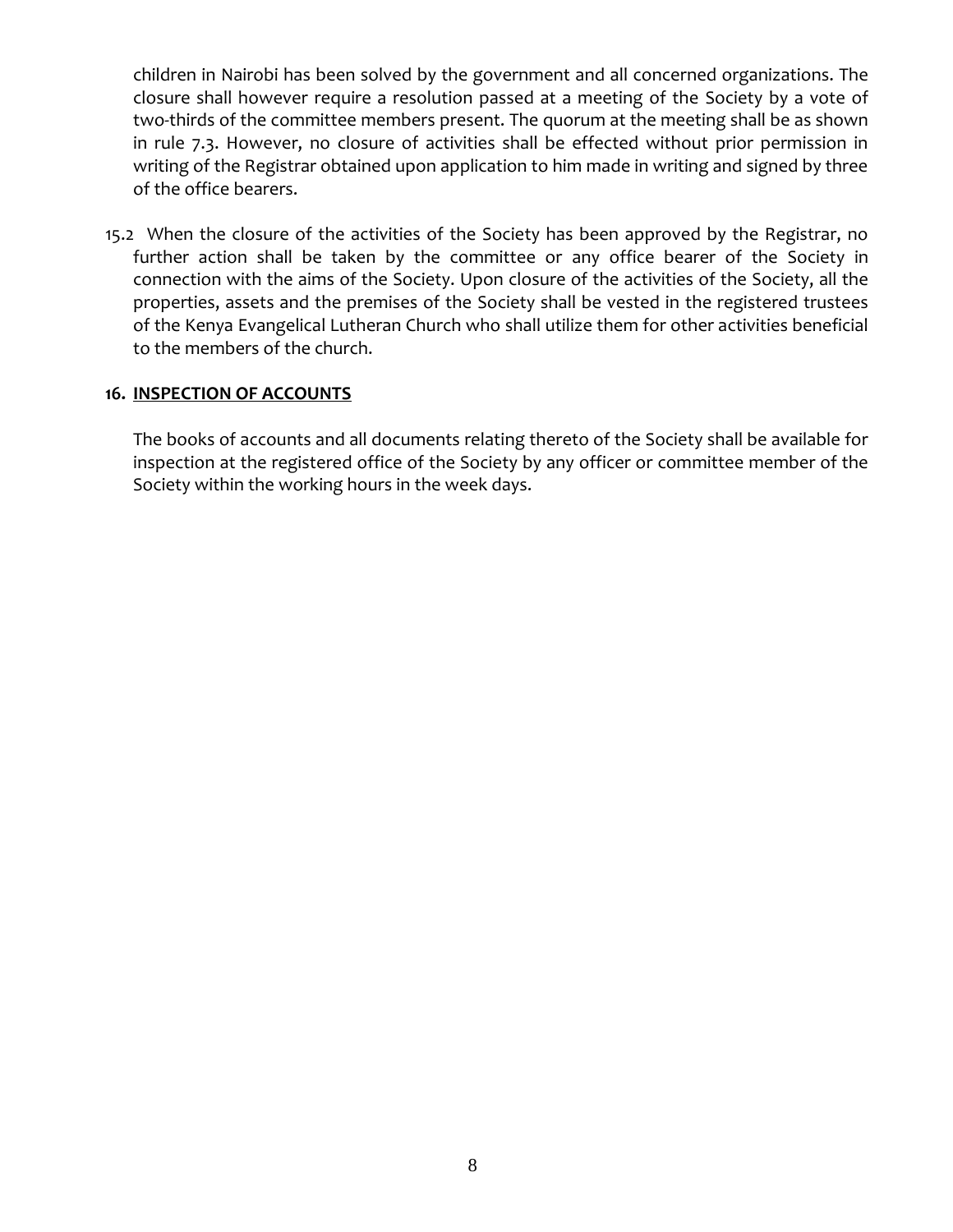children in Nairobi has been solved by the government and all concerned organizations. The closure shall however require a resolution passed at a meeting of the Society by a vote of two-thirds of the committee members present. The quorum at the meeting shall be as shown in rule 7.3. However, no closure of activities shall be effected without prior permission in writing of the Registrar obtained upon application to him made in writing and signed by three of the office bearers.

15.2 When the closure of the activities of the Society has been approved by the Registrar, no further action shall be taken by the committee or any office bearer of the Society in connection with the aims of the Society. Upon closure of the activities of the Society, all the properties, assets and the premises of the Society shall be vested in the registered trustees of the Kenya Evangelical Lutheran Church who shall utilize them for other activities beneficial to the members of the church.

## 16. INSPECTION OF ACCOUNTS

The books of accounts and all documents relating thereto of the Society shall be available for inspection at the registered office of the Society by any officer or committee member of the Society within the working hours in the week days.